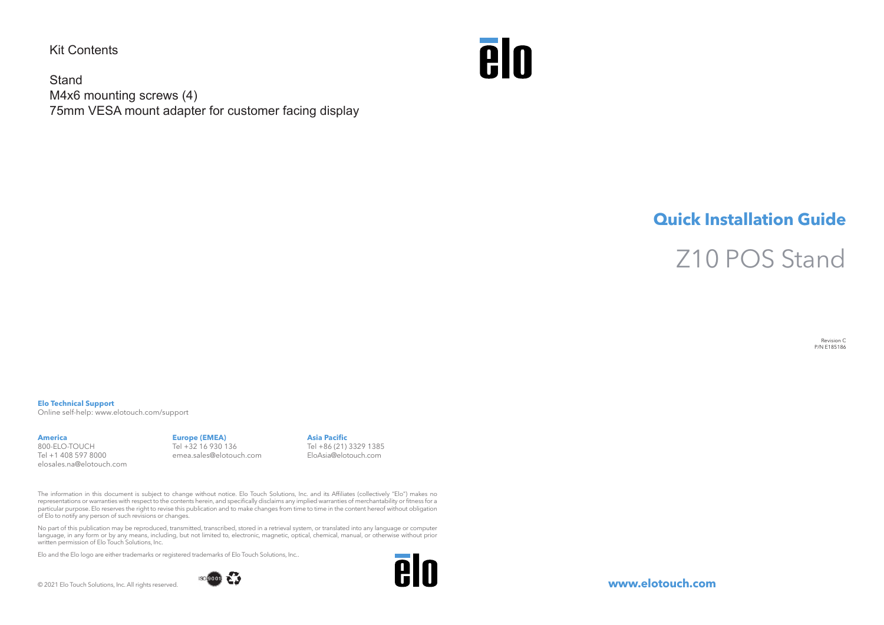Kit Contents

Stand
M4x6 mounting screws (4)
75mm VESA mount adapter for customer facing display

# Quick Installation Guide

## Z10 POS Stand

Revision C
P/N E185186

**Elo Technical Support**
Online self-help: www.elotouch.com/support

**America**
800-ELO-TOUCH
Tel +1 408 597 8000
elosales.na@elotouch.com

**Europe (EMEA)**
Tel +32 16 930 136
emea.sales@elotouch.com

**Asia Pacific**
Tel +86 (21) 3329 1385
EloAsia@elotouch.com

The information in this document is subject to change without notice. Elo Touch Solutions, Inc. and its Affiliates (collectively "Elo") makes no representations or warranties with respect to the contents herein, and specifically disclaims any implied warranties of merchantability or fitness for a particular purpose. Elo reserves the right to revise this publication and to make changes from time to time in the content hereof without obligation of Elo to notify any person of such revisions or changes.

No part of this publication may be reproduced, transmitted, transcribed, stored in a retrieval system, or translated into any language or computer language, in any form or by any means, including, but not limited to, electronic, magnetic, optical, chemical, manual, or otherwise without prior written permission of Elo Touch Solutions, Inc.

Elo and the Elo logo are either trademarks or registered trademarks of Elo Touch Solutions, Inc..

© 2021 Elo Touch Solutions, Inc. All rights reserved.

**www.elotouch.com**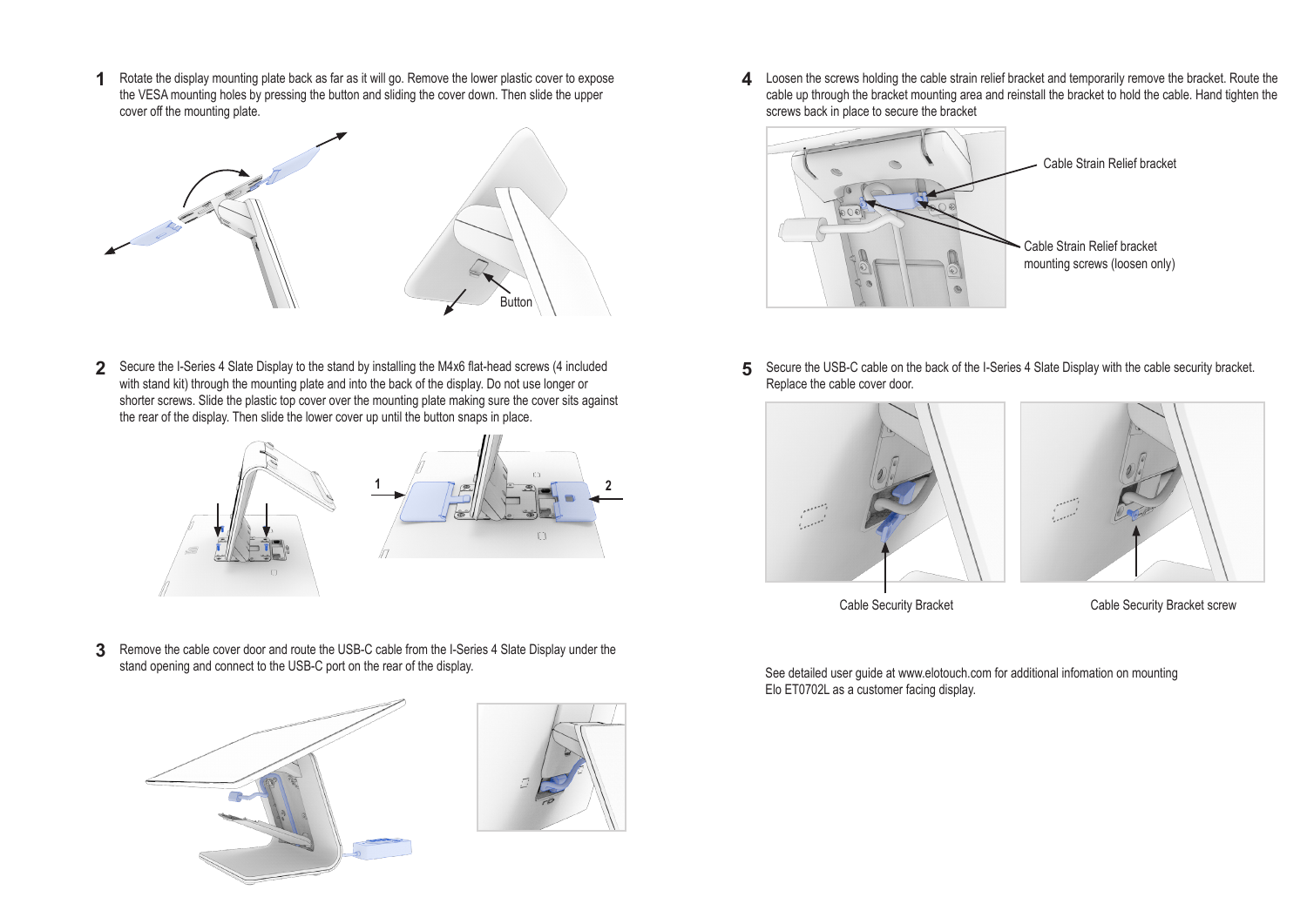1. Rotate the display mounting plate back as far as it will go. Remove the lower plastic cover to expose the VESA mounting holes by pressing the button and sliding the cover down. Then slide the upper cover off the mounting plate.

Button

2. Secure the I-Series 4 Slate Display to the stand by installing the M4x6 flat-head screws (4 included with stand kit) through the mounting plate and into the back of the display. Do not use longer or shorter screws. Slide the plastic top cover over the mounting plate making sure the cover sits against the rear of the display. Then slide the lower cover up until the button snaps in place.

1

2

3. Remove the cable cover door and route the USB-C cable from the I-Series 4 Slate Display under the stand opening and connect to the USB-C port on the rear of the display.

4. Loosen the screws holding the cable strain relief bracket and temporarily remove the bracket. Route the cable up through the bracket mounting area and reinstall the bracket to hold the cable. Hand tighten the screws back in place to secure the bracket

Cable Strain Relief bracket

Cable Strain Relief bracket mounting screws (loosen only)

5. Secure the USB-C cable on the back of the I-Series 4 Slate Display with the cable security bracket. Replace the cable cover door.

Cable Security Bracket

Cable Security Bracket screw

See detailed user guide at www.elotouch.com for additional infomation on mounting Elo ET0702L as a customer facing display.